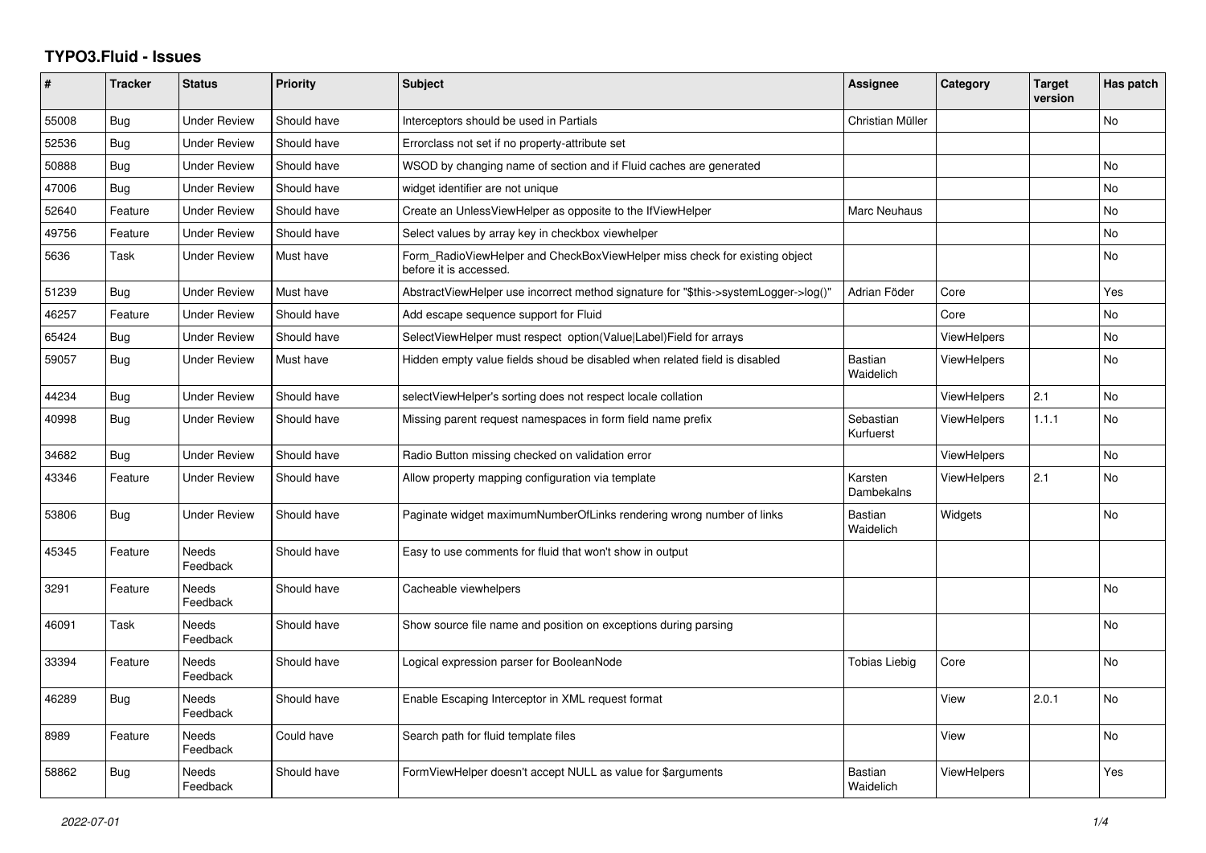# TYPO3.Fluid - Issues

| # | Tracker | Status | Priority | Subject | Assignee | Category | Target version | Has patch |
|---|---|---|---|---|---|---|---|---|
| 55008 | Bug | Under Review | Should have | Interceptors should be used in Partials | Christian Müller | | | No |
| 52536 | Bug | Under Review | Should have | Errorclass not set if no property-attribute set | | | | |
| 50888 | Bug | Under Review | Should have | WSOD by changing name of section and if Fluid caches are generated | | | | No |
| 47006 | Bug | Under Review | Should have | widget identifier are not unique | | | | No |
| 52640 | Feature | Under Review | Should have | Create an UnlessViewHelper as opposite to the IfViewHelper | Marc Neuhaus | | | No |
| 49756 | Feature | Under Review | Should have | Select values by array key in checkbox viewhelper | | | | No |
| 5636 | Task | Under Review | Must have | Form_RadioViewHelper and CheckBoxViewHelper miss check for existing object before it is accessed. | | | | No |
| 51239 | Bug | Under Review | Must have | AbstractViewHelper use incorrect method signature for "$this->systemLogger->log()" | Adrian Föder | Core | | Yes |
| 46257 | Feature | Under Review | Should have | Add escape sequence support for Fluid | | Core | | No |
| 65424 | Bug | Under Review | Should have | SelectViewHelper must respect option(Value\|Label)Field for arrays | | ViewHelpers | | No |
| 59057 | Bug | Under Review | Must have | Hidden empty value fields shoud be disabled when related field is disabled | Bastian Waidelich | ViewHelpers | | No |
| 44234 | Bug | Under Review | Should have | selectViewHelper's sorting does not respect locale collation | | ViewHelpers | 2.1 | No |
| 40998 | Bug | Under Review | Should have | Missing parent request namespaces in form field name prefix | Sebastian Kurfuerst | ViewHelpers | 1.1.1 | No |
| 34682 | Bug | Under Review | Should have | Radio Button missing checked on validation error | | ViewHelpers | | No |
| 43346 | Feature | Under Review | Should have | Allow property mapping configuration via template | Karsten Dambekalns | ViewHelpers | 2.1 | No |
| 53806 | Bug | Under Review | Should have | Paginate widget maximumNumberOfLinks rendering wrong number of links | Bastian Waidelich | Widgets | | No |
| 45345 | Feature | Needs Feedback | Should have | Easy to use comments for fluid that won't show in output | | | | |
| 3291 | Feature | Needs Feedback | Should have | Cacheable viewhelpers | | | | No |
| 46091 | Task | Needs Feedback | Should have | Show source file name and position on exceptions during parsing | | | | No |
| 33394 | Feature | Needs Feedback | Should have | Logical expression parser for BooleanNode | Tobias Liebig | Core | | No |
| 46289 | Bug | Needs Feedback | Should have | Enable Escaping Interceptor in XML request format | | View | 2.0.1 | No |
| 8989 | Feature | Needs Feedback | Could have | Search path for fluid template files | | View | | No |
| 58862 | Bug | Needs Feedback | Should have | FormViewHelper doesn't accept NULL as value for $arguments | Bastian Waidelich | ViewHelpers | | Yes |

*2022-07-01*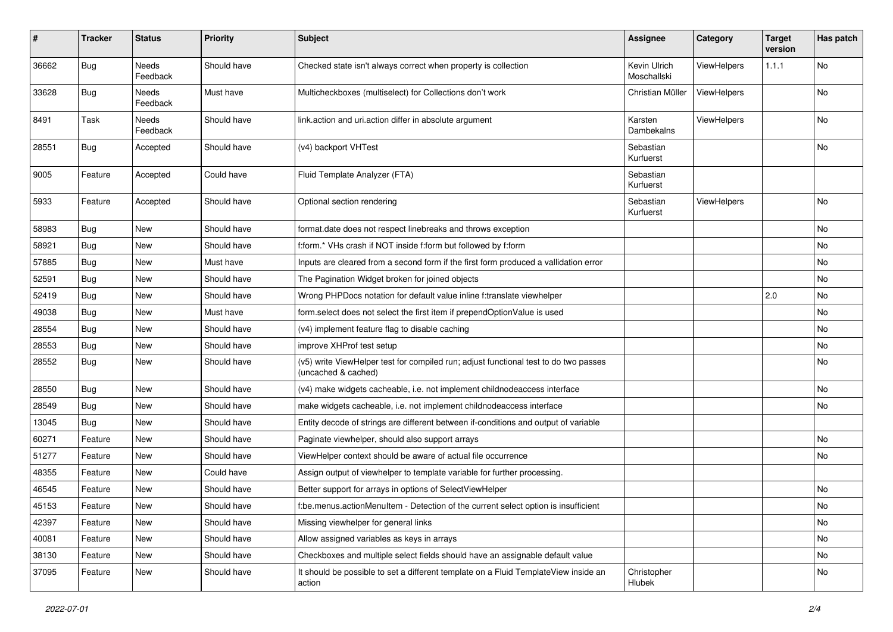| # | Tracker | Status | Priority | Subject | Assignee | Category | Target version | Has patch |
|---|---|---|---|---|---|---|---|---|
| 36662 | Bug | Needs Feedback | Should have | Checked state isn't always correct when property is collection | Kevin Ulrich Moschallski | ViewHelpers | 1.1.1 | No |
| 33628 | Bug | Needs Feedback | Must have | Multicheckboxes (multiselect) for Collections don't work | Christian Müller | ViewHelpers | | No |
| 8491 | Task | Needs Feedback | Should have | link.action and uri.action differ in absolute argument | Karsten Dambekalns | ViewHelpers | | No |
| 28551 | Bug | Accepted | Should have | (v4) backport VHTest | Sebastian Kurfuerst | | | No |
| 9005 | Feature | Accepted | Could have | Fluid Template Analyzer (FTA) | Sebastian Kurfuerst | | | |
| 5933 | Feature | Accepted | Should have | Optional section rendering | Sebastian Kurfuerst | ViewHelpers | | No |
| 58983 | Bug | New | Should have | format.date does not respect linebreaks and throws exception | | | | No |
| 58921 | Bug | New | Should have | f:form.* VHs crash if NOT inside f:form but followed by f:form | | | | No |
| 57885 | Bug | New | Must have | Inputs are cleared from a second form if the first form produced a vallidation error | | | | No |
| 52591 | Bug | New | Should have | The Pagination Widget broken for joined objects | | | | No |
| 52419 | Bug | New | Should have | Wrong PHPDocs notation for default value inline f:translate viewhelper | | | 2.0 | No |
| 49038 | Bug | New | Must have | form.select does not select the first item if prependOptionValue is used | | | | No |
| 28554 | Bug | New | Should have | (v4) implement feature flag to disable caching | | | | No |
| 28553 | Bug | New | Should have | improve XHProf test setup | | | | No |
| 28552 | Bug | New | Should have | (v5) write ViewHelper test for compiled run; adjust functional test to do two passes (uncached & cached) | | | | No |
| 28550 | Bug | New | Should have | (v4) make widgets cacheable, i.e. not implement childnodeaccess interface | | | | No |
| 28549 | Bug | New | Should have | make widgets cacheable, i.e. not implement childnodeaccess interface | | | | No |
| 13045 | Bug | New | Should have | Entity decode of strings are different between if-conditions and output of variable | | | | |
| 60271 | Feature | New | Should have | Paginate viewhelper, should also support arrays | | | | No |
| 51277 | Feature | New | Should have | ViewHelper context should be aware of actual file occurrence | | | | No |
| 48355 | Feature | New | Could have | Assign output of viewhelper to template variable for further processing. | | | | |
| 46545 | Feature | New | Should have | Better support for arrays in options of SelectViewHelper | | | | No |
| 45153 | Feature | New | Should have | f:be.menus.actionMenuItem - Detection of the current select option is insufficient | | | | No |
| 42397 | Feature | New | Should have | Missing viewhelper for general links | | | | No |
| 40081 | Feature | New | Should have | Allow assigned variables as keys in arrays | | | | No |
| 38130 | Feature | New | Should have | Checkboxes and multiple select fields should have an assignable default value | | | | No |
| 37095 | Feature | New | Should have | It should be possible to set a different template on a Fluid TemplateView inside an action | Christopher Hlubek | | | No |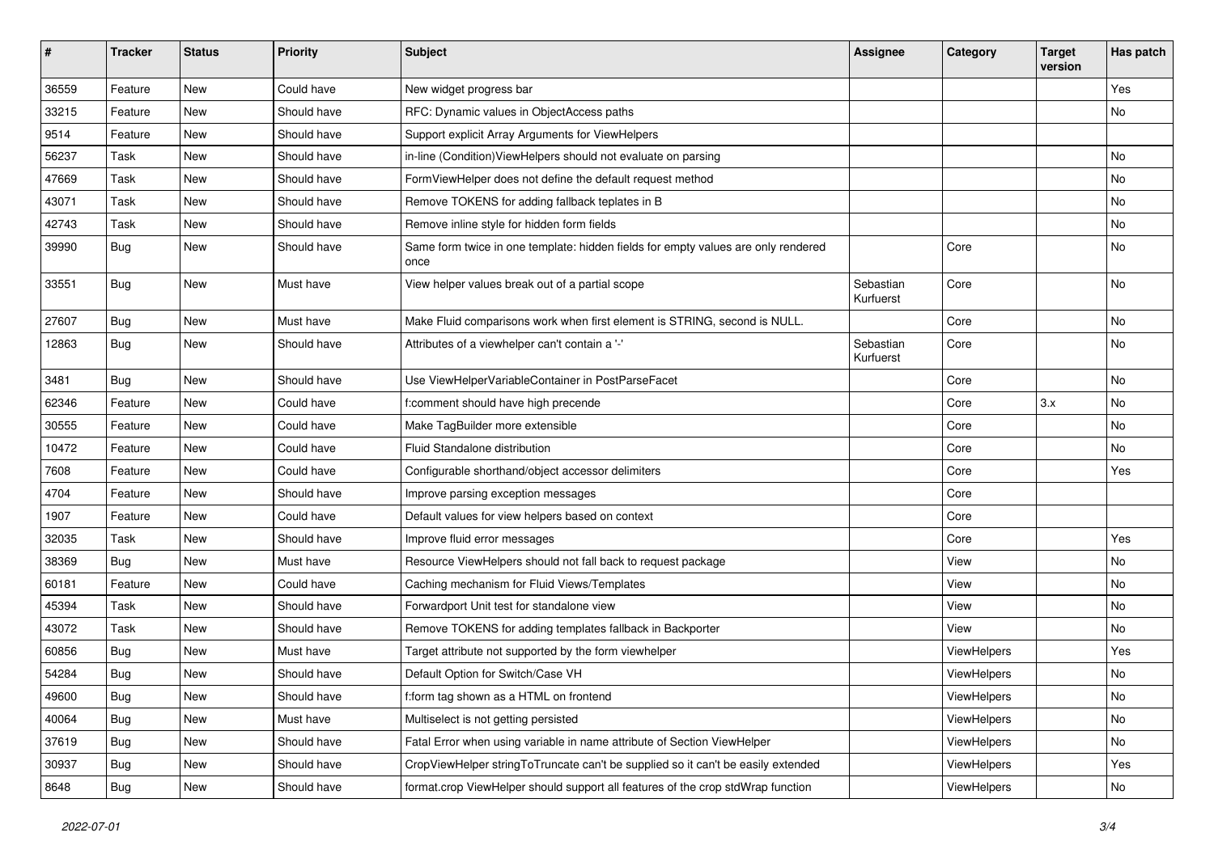| # | Tracker | Status | Priority | Subject | Assignee | Category | Target version | Has patch |
|---|---|---|---|---|---|---|---|---|
| 36559 | Feature | New | Could have | New widget progress bar | | | | Yes |
| 33215 | Feature | New | Should have | RFC: Dynamic values in ObjectAccess paths | | | | No |
| 9514 | Feature | New | Should have | Support explicit Array Arguments for ViewHelpers | | | | |
| 56237 | Task | New | Should have | in-line (Condition)ViewHelpers should not evaluate on parsing | | | | No |
| 47669 | Task | New | Should have | FormViewHelper does not define the default request method | | | | No |
| 43071 | Task | New | Should have | Remove TOKENS for adding fallback teplates in B | | | | No |
| 42743 | Task | New | Should have | Remove inline style for hidden form fields | | | | No |
| 39990 | Bug | New | Should have | Same form twice in one template: hidden fields for empty values are only rendered once | | Core | | No |
| 33551 | Bug | New | Must have | View helper values break out of a partial scope | Sebastian Kurfuerst | Core | | No |
| 27607 | Bug | New | Must have | Make Fluid comparisons work when first element is STRING, second is NULL. | | Core | | No |
| 12863 | Bug | New | Should have | Attributes of a viewhelper can't contain a '-' | Sebastian Kurfuerst | Core | | No |
| 3481 | Bug | New | Should have | Use ViewHelperVariableContainer in PostParseFacet | | Core | | No |
| 62346 | Feature | New | Could have | f:comment should have high precende | | Core | 3.x | No |
| 30555 | Feature | New | Could have | Make TagBuilder more extensible | | Core | | No |
| 10472 | Feature | New | Could have | Fluid Standalone distribution | | Core | | No |
| 7608 | Feature | New | Could have | Configurable shorthand/object accessor delimiters | | Core | | Yes |
| 4704 | Feature | New | Should have | Improve parsing exception messages | | Core | | |
| 1907 | Feature | New | Could have | Default values for view helpers based on context | | Core | | |
| 32035 | Task | New | Should have | Improve fluid error messages | | Core | | Yes |
| 38369 | Bug | New | Must have | Resource ViewHelpers should not fall back to request package | | View | | No |
| 60181 | Feature | New | Could have | Caching mechanism for Fluid Views/Templates | | View | | No |
| 45394 | Task | New | Should have | Forwardport Unit test for standalone view | | View | | No |
| 43072 | Task | New | Should have | Remove TOKENS for adding templates fallback in Backporter | | View | | No |
| 60856 | Bug | New | Must have | Target attribute not supported by the form viewhelper | | ViewHelpers | | Yes |
| 54284 | Bug | New | Should have | Default Option for Switch/Case VH | | ViewHelpers | | No |
| 49600 | Bug | New | Should have | f:form tag shown as a HTML on frontend | | ViewHelpers | | No |
| 40064 | Bug | New | Must have | Multiselect is not getting persisted | | ViewHelpers | | No |
| 37619 | Bug | New | Should have | Fatal Error when using variable in name attribute of Section ViewHelper | | ViewHelpers | | No |
| 30937 | Bug | New | Should have | CropViewHelper stringToTruncate can't be supplied so it can't be easily extended | | ViewHelpers | | Yes |
| 8648 | Bug | New | Should have | format.crop ViewHelper should support all features of the crop stdWrap function | | ViewHelpers | | No |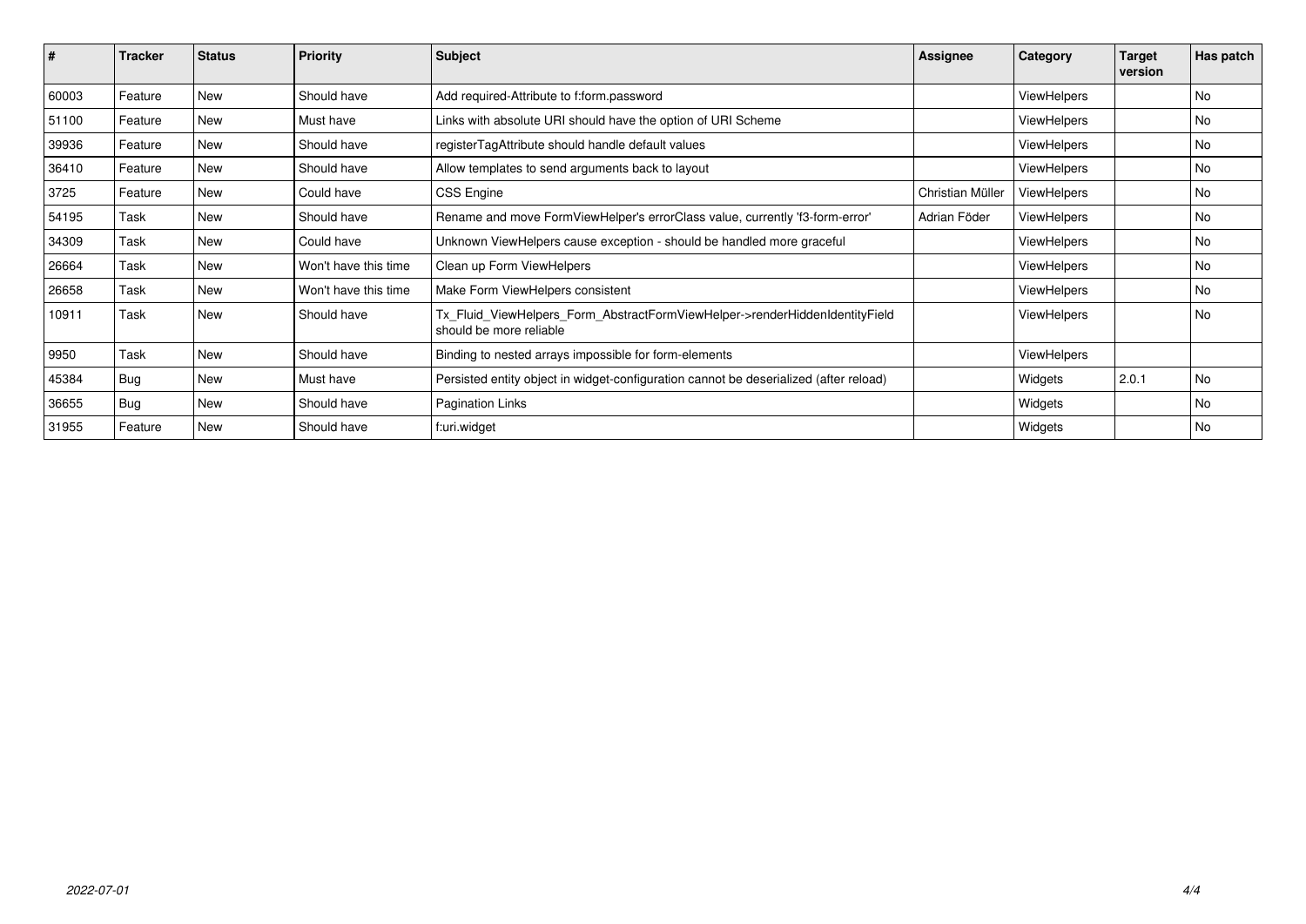| # | Tracker | Status | Priority | Subject | Assignee | Category | Target version | Has patch |
|---|---|---|---|---|---|---|---|---|
| 60003 | Feature | New | Should have | Add required-Attribute to f:form.password | | ViewHelpers | | No |
| 51100 | Feature | New | Must have | Links with absolute URI should have the option of URI Scheme | | ViewHelpers | | No |
| 39936 | Feature | New | Should have | registerTagAttribute should handle default values | | ViewHelpers | | No |
| 36410 | Feature | New | Should have | Allow templates to send arguments back to layout | | ViewHelpers | | No |
| 3725 | Feature | New | Could have | CSS Engine | Christian Müller | ViewHelpers | | No |
| 54195 | Task | New | Should have | Rename and move FormViewHelper's errorClass value, currently 'f3-form-error' | Adrian Föder | ViewHelpers | | No |
| 34309 | Task | New | Could have | Unknown ViewHelpers cause exception - should be handled more graceful | | ViewHelpers | | No |
| 26664 | Task | New | Won't have this time | Clean up Form ViewHelpers | | ViewHelpers | | No |
| 26658 | Task | New | Won't have this time | Make Form ViewHelpers consistent | | ViewHelpers | | No |
| 10911 | Task | New | Should have | Tx_Fluid_ViewHelpers_Form_AbstractFormViewHelper->renderHiddenIdentityField should be more reliable | | ViewHelpers | | No |
| 9950 | Task | New | Should have | Binding to nested arrays impossible for form-elements | | ViewHelpers | | |
| 45384 | Bug | New | Must have | Persisted entity object in widget-configuration cannot be deserialized (after reload) | | Widgets | 2.0.1 | No |
| 36655 | Bug | New | Should have | Pagination Links | | Widgets | | No |
| 31955 | Feature | New | Should have | f:uri.widget | | Widgets | | No |